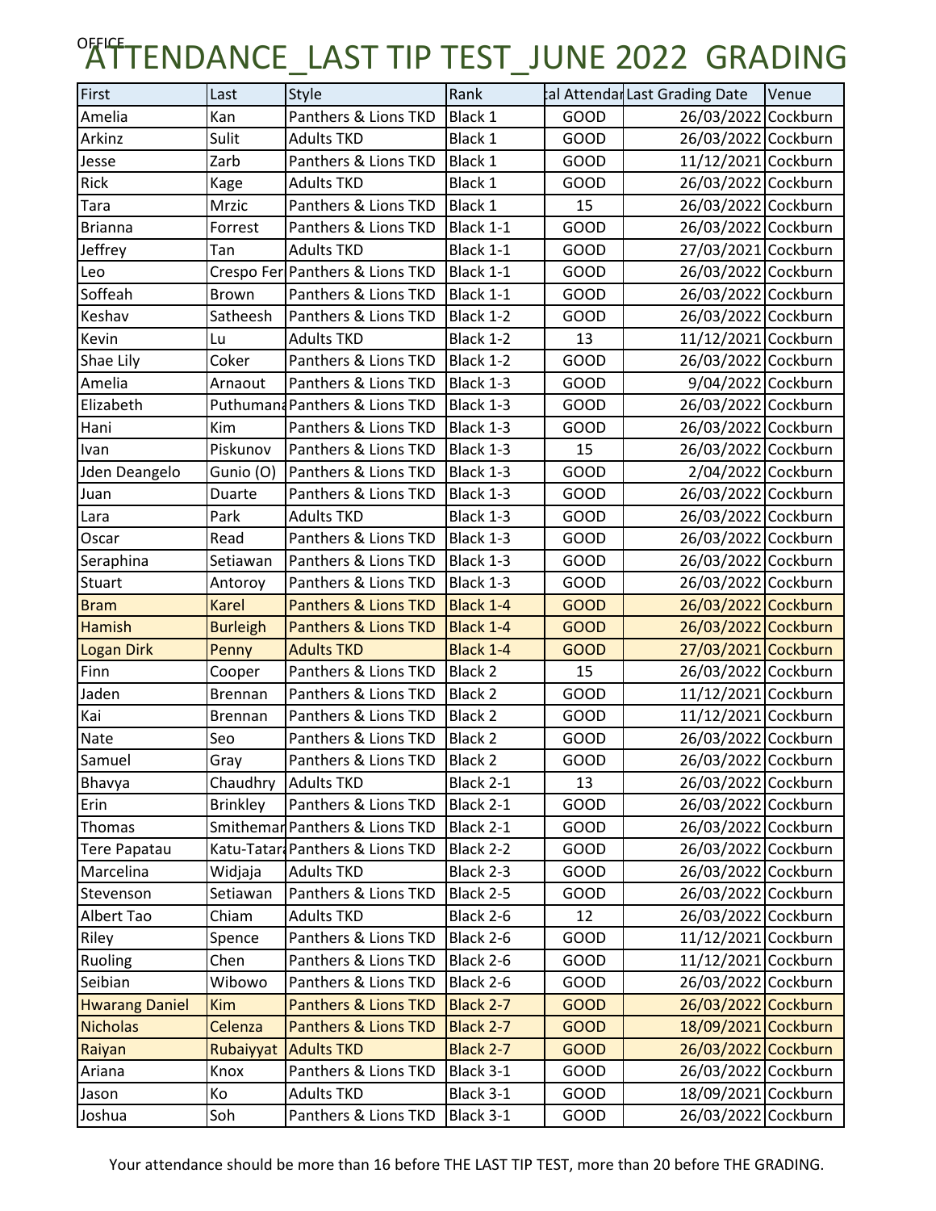OFFICE

# ATTENDANCE_LAST TIP TEST_JUNE 2022 GRADING

| First | Last | Style | Rank | tal Attendar | Last Grading Date | Venue |
|---|---|---|---|---|---|---|
| Amelia | Kan | Panthers & Lions TKD | Black 1 | GOOD | 26/03/2022 | Cockburn |
| Arkinz | Sulit | Adults TKD | Black 1 | GOOD | 26/03/2022 | Cockburn |
| Jesse | Zarb | Panthers & Lions TKD | Black 1 | GOOD | 11/12/2021 | Cockburn |
| Rick | Kage | Adults TKD | Black 1 | GOOD | 26/03/2022 | Cockburn |
| Tara | Mrzic | Panthers & Lions TKD | Black 1 | 15 | 26/03/2022 | Cockburn |
| Brianna | Forrest | Panthers & Lions TKD | Black 1-1 | GOOD | 26/03/2022 | Cockburn |
| Jeffrey | Tan | Adults TKD | Black 1-1 | GOOD | 27/03/2021 | Cockburn |
| Leo | Crespo Fer | Panthers & Lions TKD | Black 1-1 | GOOD | 26/03/2022 | Cockburn |
| Soffeah | Brown | Panthers & Lions TKD | Black 1-1 | GOOD | 26/03/2022 | Cockburn |
| Keshav | Satheesh | Panthers & Lions TKD | Black 1-2 | GOOD | 26/03/2022 | Cockburn |
| Kevin | Lu | Adults TKD | Black 1-2 | 13 | 11/12/2021 | Cockburn |
| Shae Lily | Coker | Panthers & Lions TKD | Black 1-2 | GOOD | 26/03/2022 | Cockburn |
| Amelia | Arnaout | Panthers & Lions TKD | Black 1-3 | GOOD | 9/04/2022 | Cockburn |
| Elizabeth | Puthumana | Panthers & Lions TKD | Black 1-3 | GOOD | 26/03/2022 | Cockburn |
| Hani | Kim | Panthers & Lions TKD | Black 1-3 | GOOD | 26/03/2022 | Cockburn |
| Ivan | Piskunov | Panthers & Lions TKD | Black 1-3 | 15 | 26/03/2022 | Cockburn |
| Jden Deangelo | Gunio (O) | Panthers & Lions TKD | Black 1-3 | GOOD | 2/04/2022 | Cockburn |
| Juan | Duarte | Panthers & Lions TKD | Black 1-3 | GOOD | 26/03/2022 | Cockburn |
| Lara | Park | Adults TKD | Black 1-3 | GOOD | 26/03/2022 | Cockburn |
| Oscar | Read | Panthers & Lions TKD | Black 1-3 | GOOD | 26/03/2022 | Cockburn |
| Seraphina | Setiawan | Panthers & Lions TKD | Black 1-3 | GOOD | 26/03/2022 | Cockburn |
| Stuart | Antoroy | Panthers & Lions TKD | Black 1-3 | GOOD | 26/03/2022 | Cockburn |
| Bram | Karel | Panthers & Lions TKD | Black 1-4 | GOOD | 26/03/2022 | Cockburn |
| Hamish | Burleigh | Panthers & Lions TKD | Black 1-4 | GOOD | 26/03/2022 | Cockburn |
| Logan Dirk | Penny | Adults TKD | Black 1-4 | GOOD | 27/03/2021 | Cockburn |
| Finn | Cooper | Panthers & Lions TKD | Black 2 | 15 | 26/03/2022 | Cockburn |
| Jaden | Brennan | Panthers & Lions TKD | Black 2 | GOOD | 11/12/2021 | Cockburn |
| Kai | Brennan | Panthers & Lions TKD | Black 2 | GOOD | 11/12/2021 | Cockburn |
| Nate | Seo | Panthers & Lions TKD | Black 2 | GOOD | 26/03/2022 | Cockburn |
| Samuel | Gray | Panthers & Lions TKD | Black 2 | GOOD | 26/03/2022 | Cockburn |
| Bhavya | Chaudhry | Adults TKD | Black 2-1 | 13 | 26/03/2022 | Cockburn |
| Erin | Brinkley | Panthers & Lions TKD | Black 2-1 | GOOD | 26/03/2022 | Cockburn |
| Thomas | Smithemar | Panthers & Lions TKD | Black 2-1 | GOOD | 26/03/2022 | Cockburn |
| Tere Papatau | Katu-Tatara | Panthers & Lions TKD | Black 2-2 | GOOD | 26/03/2022 | Cockburn |
| Marcelina | Widjaja | Adults TKD | Black 2-3 | GOOD | 26/03/2022 | Cockburn |
| Stevenson | Setiawan | Panthers & Lions TKD | Black 2-5 | GOOD | 26/03/2022 | Cockburn |
| Albert Tao | Chiam | Adults TKD | Black 2-6 | 12 | 26/03/2022 | Cockburn |
| Riley | Spence | Panthers & Lions TKD | Black 2-6 | GOOD | 11/12/2021 | Cockburn |
| Ruoling | Chen | Panthers & Lions TKD | Black 2-6 | GOOD | 11/12/2021 | Cockburn |
| Seibian | Wibowo | Panthers & Lions TKD | Black 2-6 | GOOD | 26/03/2022 | Cockburn |
| Hwarang Daniel | Kim | Panthers & Lions TKD | Black 2-7 | GOOD | 26/03/2022 | Cockburn |
| Nicholas | Celenza | Panthers & Lions TKD | Black 2-7 | GOOD | 18/09/2021 | Cockburn |
| Raiyan | Rubaiyyat | Adults TKD | Black 2-7 | GOOD | 26/03/2022 | Cockburn |
| Ariana | Knox | Panthers & Lions TKD | Black 3-1 | GOOD | 26/03/2022 | Cockburn |
| Jason | Ko | Adults TKD | Black 3-1 | GOOD | 18/09/2021 | Cockburn |
| Joshua | Soh | Panthers & Lions TKD | Black 3-1 | GOOD | 26/03/2022 | Cockburn |

Your attendance should be more than 16 before THE LAST TIP TEST, more than 20 before THE GRADING.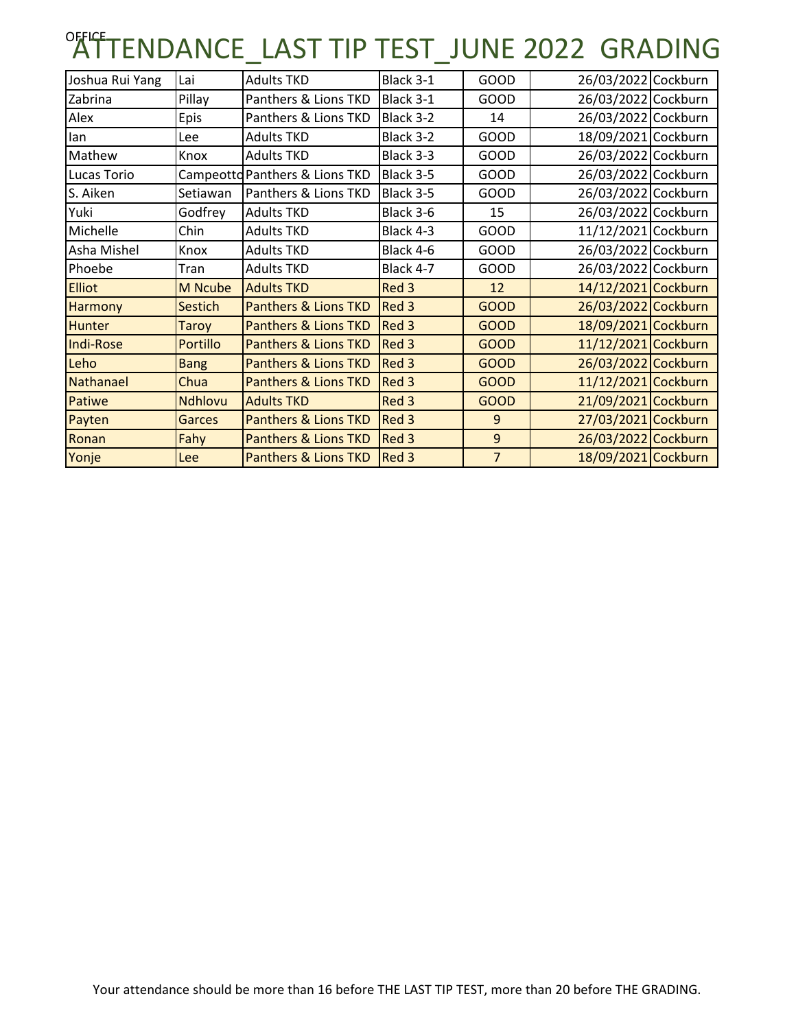OFFICE

# ATTENDANCE_LAST TIP TEST_JUNE 2022 GRADING

| | | | | | | |
|---|---|---|---|---|---|---|
| Joshua Rui Yang | Lai | Adults TKD | Black 3-1 | GOOD | 26/03/2022 | Cockburn |
| Zabrina | Pillay | Panthers & Lions TKD | Black 3-1 | GOOD | 26/03/2022 | Cockburn |
| Alex | Epis | Panthers & Lions TKD | Black 3-2 | 14 | 26/03/2022 | Cockburn |
| Ian | Lee | Adults TKD | Black 3-2 | GOOD | 18/09/2021 | Cockburn |
| Mathew | Knox | Adults TKD | Black 3-3 | GOOD | 26/03/2022 | Cockburn |
| Lucas Torio | Campeotto | Panthers & Lions TKD | Black 3-5 | GOOD | 26/03/2022 | Cockburn |
| S. Aiken | Setiawan | Panthers & Lions TKD | Black 3-5 | GOOD | 26/03/2022 | Cockburn |
| Yuki | Godfrey | Adults TKD | Black 3-6 | 15 | 26/03/2022 | Cockburn |
| Michelle | Chin | Adults TKD | Black 4-3 | GOOD | 11/12/2021 | Cockburn |
| Asha Mishel | Knox | Adults TKD | Black 4-6 | GOOD | 26/03/2022 | Cockburn |
| Phoebe | Tran | Adults TKD | Black 4-7 | GOOD | 26/03/2022 | Cockburn |
| Elliot | M Ncube | Adults TKD | Red 3 | 12 | 14/12/2021 | Cockburn |
| Harmony | Sestich | Panthers & Lions TKD | Red 3 | GOOD | 26/03/2022 | Cockburn |
| Hunter | Taroy | Panthers & Lions TKD | Red 3 | GOOD | 18/09/2021 | Cockburn |
| Indi-Rose | Portillo | Panthers & Lions TKD | Red 3 | GOOD | 11/12/2021 | Cockburn |
| Leho | Bang | Panthers & Lions TKD | Red 3 | GOOD | 26/03/2022 | Cockburn |
| Nathanael | Chua | Panthers & Lions TKD | Red 3 | GOOD | 11/12/2021 | Cockburn |
| Patiwe | Ndhlovu | Adults TKD | Red 3 | GOOD | 21/09/2021 | Cockburn |
| Payten | Garces | Panthers & Lions TKD | Red 3 | 9 | 27/03/2021 | Cockburn |
| Ronan | Fahy | Panthers & Lions TKD | Red 3 | 9 | 26/03/2022 | Cockburn |
| Yonje | Lee | Panthers & Lions TKD | Red 3 | 7 | 18/09/2021 | Cockburn |

Your attendance should be more than 16 before THE LAST TIP TEST, more than 20 before THE GRADING.